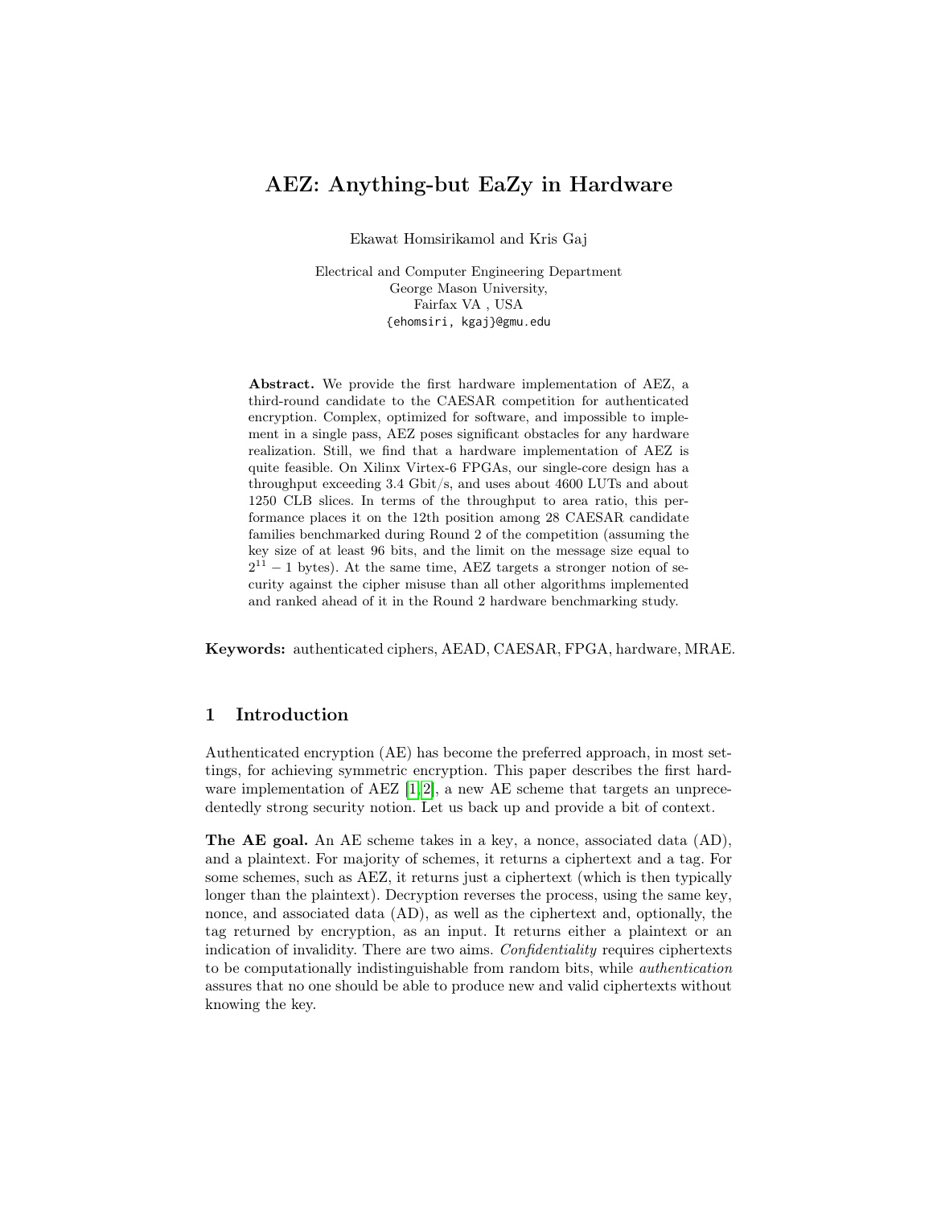# AEZ: Anything-but EaZy in Hardware

Ekawat Homsirikamol and Kris Gaj

Electrical and Computer Engineering Department
George Mason University,
Fairfax VA , USA
{ehomsiri, kgaj}@gmu.edu

**Abstract.** We provide the first hardware implementation of AEZ, a third-round candidate to the CAESAR competition for authenticated encryption. Complex, optimized for software, and impossible to implement in a single pass, AEZ poses significant obstacles for any hardware realization. Still, we find that a hardware implementation of AEZ is quite feasible. On Xilinx Virtex-6 FPGAs, our single-core design has a throughput exceeding 3.4 Gbit/s, and uses about 4600 LUTs and about 1250 CLB slices. In terms of the throughput to area ratio, this performance places it on the 12th position among 28 CAESAR candidate families benchmarked during Round 2 of the competition (assuming the key size of at least 96 bits, and the limit on the message size equal to $2^{11} - 1$ bytes). At the same time, AEZ targets a stronger notion of security against the cipher misuse than all other algorithms implemented and ranked ahead of it in the Round 2 hardware benchmarking study.

**Keywords:** authenticated ciphers, AEAD, CAESAR, FPGA, hardware, MRAE.

## 1 Introduction

Authenticated encryption (AE) has become the preferred approach, in most settings, for achieving symmetric encryption. This paper describes the first hardware implementation of AEZ [1,2], a new AE scheme that targets an unprecedentedly strong security notion. Let us back up and provide a bit of context.

**The AE goal.** An AE scheme takes in a key, a nonce, associated data (AD), and a plaintext. For majority of schemes, it returns a ciphertext and a tag. For some schemes, such as AEZ, it returns just a ciphertext (which is then typically longer than the plaintext). Decryption reverses the process, using the same key, nonce, and associated data (AD), as well as the ciphertext and, optionally, the tag returned by encryption, as an input. It returns either a plaintext or an indication of invalidity. There are two aims. *Confidentiality* requires ciphertexts to be computationally indistinguishable from random bits, while *authentication* assures that no one should be able to produce new and valid ciphertexts without knowing the key.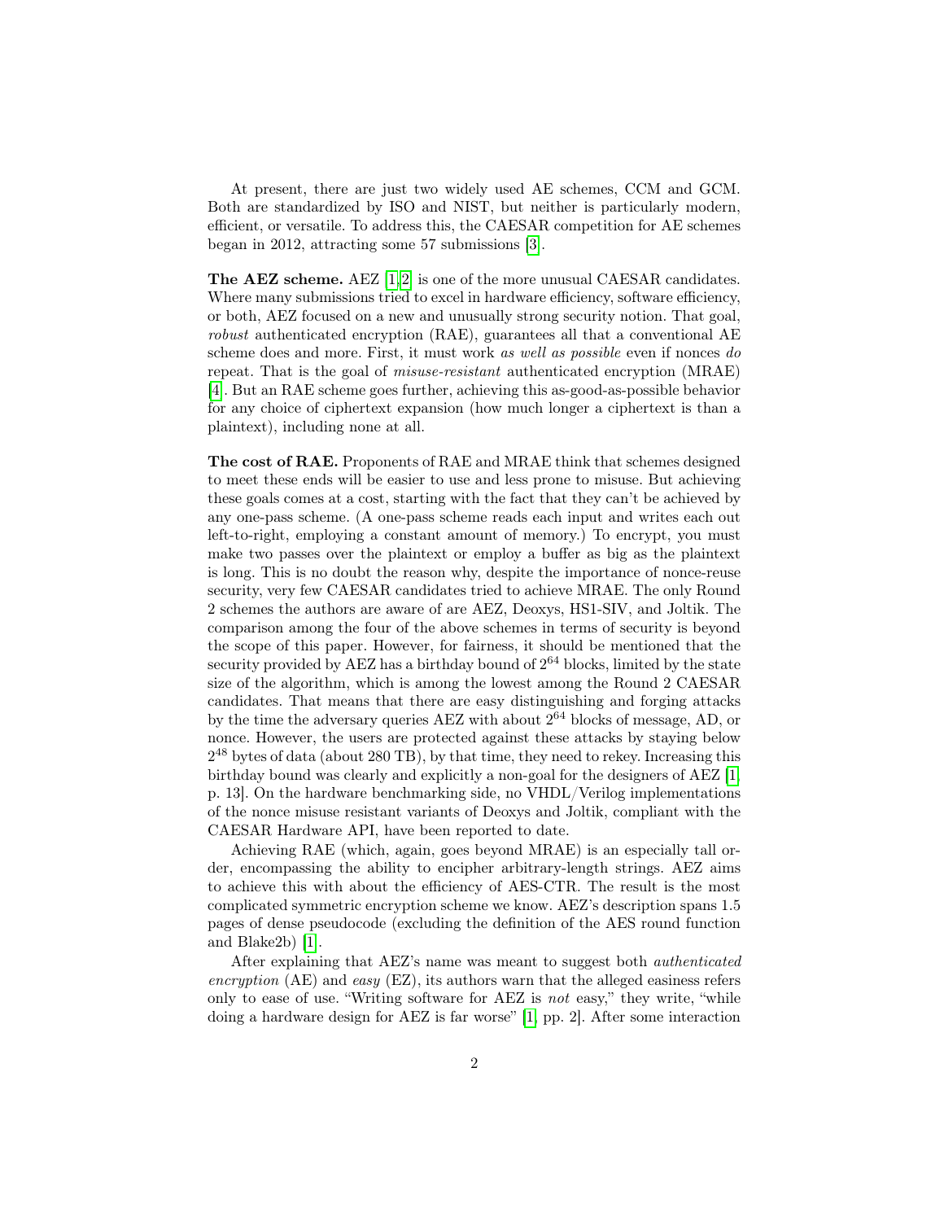At present, there are just two widely used AE schemes, CCM and GCM. Both are standardized by ISO and NIST, but neither is particularly modern, efficient, or versatile. To address this, the CAESAR competition for AE schemes began in 2012, attracting some 57 submissions [3].

**The AEZ scheme.** AEZ [1,2] is one of the more unusual CAESAR candidates. Where many submissions tried to excel in hardware efficiency, software efficiency, or both, AEZ focused on a new and unusually strong security notion. That goal, *robust* authenticated encryption (RAE), guarantees all that a conventional AE scheme does and more. First, it must work *as well as possible* even if nonces *do* repeat. That is the goal of *misuse-resistant* authenticated encryption (MRAE) [4]. But an RAE scheme goes further, achieving this as-good-as-possible behavior for any choice of ciphertext expansion (how much longer a ciphertext is than a plaintext), including none at all.

**The cost of RAE.** Proponents of RAE and MRAE think that schemes designed to meet these ends will be easier to use and less prone to misuse. But achieving these goals comes at a cost, starting with the fact that they can't be achieved by any one-pass scheme. (A one-pass scheme reads each input and writes each out left-to-right, employing a constant amount of memory.) To encrypt, you must make two passes over the plaintext or employ a buffer as big as the plaintext is long. This is no doubt the reason why, despite the importance of nonce-reuse security, very few CAESAR candidates tried to achieve MRAE. The only Round 2 schemes the authors are aware of are AEZ, Deoxys, HS1-SIV, and Joltik. The comparison among the four of the above schemes in terms of security is beyond the scope of this paper. However, for fairness, it should be mentioned that the security provided by AEZ has a birthday bound of $2^{64}$ blocks, limited by the state size of the algorithm, which is among the lowest among the Round 2 CAESAR candidates. That means that there are easy distinguishing and forging attacks by the time the adversary queries AEZ with about $2^{64}$ blocks of message, AD, or nonce. However, the users are protected against these attacks by staying below $2^{48}$ bytes of data (about 280 TB), by that time, they need to rekey. Increasing this birthday bound was clearly and explicitly a non-goal for the designers of AEZ [1, p. 13]. On the hardware benchmarking side, no VHDL/Verilog implementations of the nonce misuse resistant variants of Deoxys and Joltik, compliant with the CAESAR Hardware API, have been reported to date.

Achieving RAE (which, again, goes beyond MRAE) is an especially tall order, encompassing the ability to encipher arbitrary-length strings. AEZ aims to achieve this with about the efficiency of AES-CTR. The result is the most complicated symmetric encryption scheme we know. AEZ's description spans 1.5 pages of dense pseudocode (excluding the definition of the AES round function and Blake2b) [1].

After explaining that AEZ's name was meant to suggest both *authenticated encryption* (AE) and *easy* (EZ), its authors warn that the alleged easiness refers only to ease of use. "Writing software for AEZ is *not* easy," they write, "while doing a hardware design for AEZ is far worse" [1, pp. 2]. After some interaction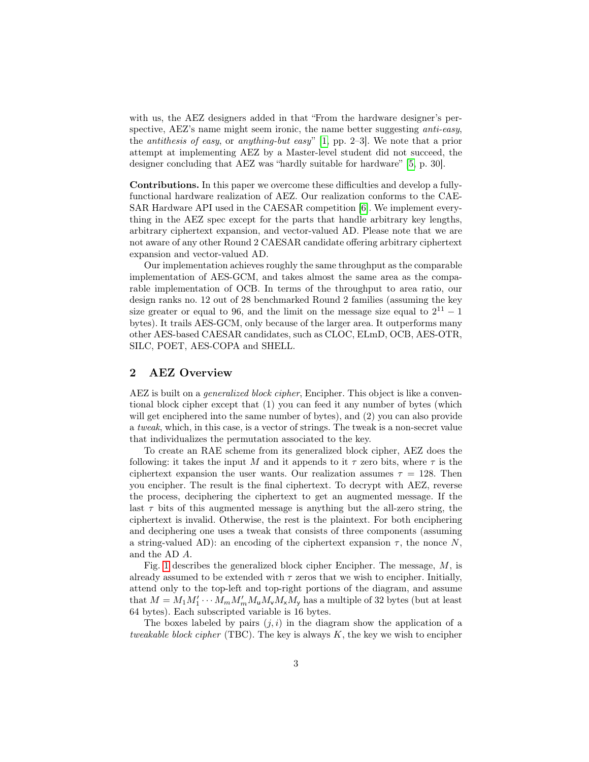with us, the AEZ designers added in that "From the hardware designer's perspective, AEZ's name might seem ironic, the name better suggesting *anti-easy*, the *antithesis of easy*, or *anything-but easy*" [1, pp. 2–3]. We note that a prior attempt at implementing AEZ by a Master-level student did not succeed, the designer concluding that AEZ was "hardly suitable for hardware" [5, p. 30].

**Contributions.** In this paper we overcome these difficulties and develop a fully-functional hardware realization of AEZ. Our realization conforms to the CAESAR Hardware API used in the CAESAR competition [6]. We implement everything in the AEZ spec except for the parts that handle arbitrary key lengths, arbitrary ciphertext expansion, and vector-valued AD. Please note that we are not aware of any other Round 2 CAESAR candidate offering arbitrary ciphertext expansion and vector-valued AD.

Our implementation achieves roughly the same throughput as the comparable implementation of AES-GCM, and takes almost the same area as the comparable implementation of OCB. In terms of the throughput to area ratio, our design ranks no. 12 out of 28 benchmarked Round 2 families (assuming the key size greater or equal to 96, and the limit on the message size equal to $2^{11} - 1$ bytes). It trails AES-GCM, only because of the larger area. It outperforms many other AES-based CAESAR candidates, such as CLOC, ELmD, OCB, AES-OTR, SILC, POET, AES-COPA and SHELL.

## 2 AEZ Overview

AEZ is built on a *generalized block cipher*, Encipher. This object is like a conventional block cipher except that (1) you can feed it any number of bytes (which will get enciphered into the same number of bytes), and (2) you can also provide a *tweak*, which, in this case, is a vector of strings. The tweak is a non-secret value that individualizes the permutation associated to the key.

To create an RAE scheme from its generalized block cipher, AEZ does the following: it takes the input $M$ and it appends to it $\tau$ zero bits, where $\tau$ is the ciphertext expansion the user wants. Our realization assumes $\tau = 128$. Then you encipher. The result is the final ciphertext. To decrypt with AEZ, reverse the process, deciphering the ciphertext to get an augmented message. If the last $\tau$ bits of this augmented message is anything but the all-zero string, the ciphertext is invalid. Otherwise, the rest is the plaintext. For both enciphering and deciphering one uses a tweak that consists of three components (assuming a string-valued AD): an encoding of the ciphertext expansion $\tau$, the nonce $N$, and the AD $A$.

Fig. 1 describes the generalized block cipher Encipher. The message, $M$, is already assumed to be extended with $\tau$ zeros that we wish to encipher. Initially, attend only to the top-left and top-right portions of the diagram, and assume that $M = M_1 M_1' \cdots M_m M_m' M_\mathsf{u} M_\mathsf{v} M_\mathsf{x} M_\mathsf{y}$ has a multiple of 32 bytes (but at least 64 bytes). Each subscripted variable is 16 bytes.

The boxes labeled by pairs $(j, i)$ in the diagram show the application of a *tweakable block cipher* (TBC). The key is always $K$, the key we wish to encipher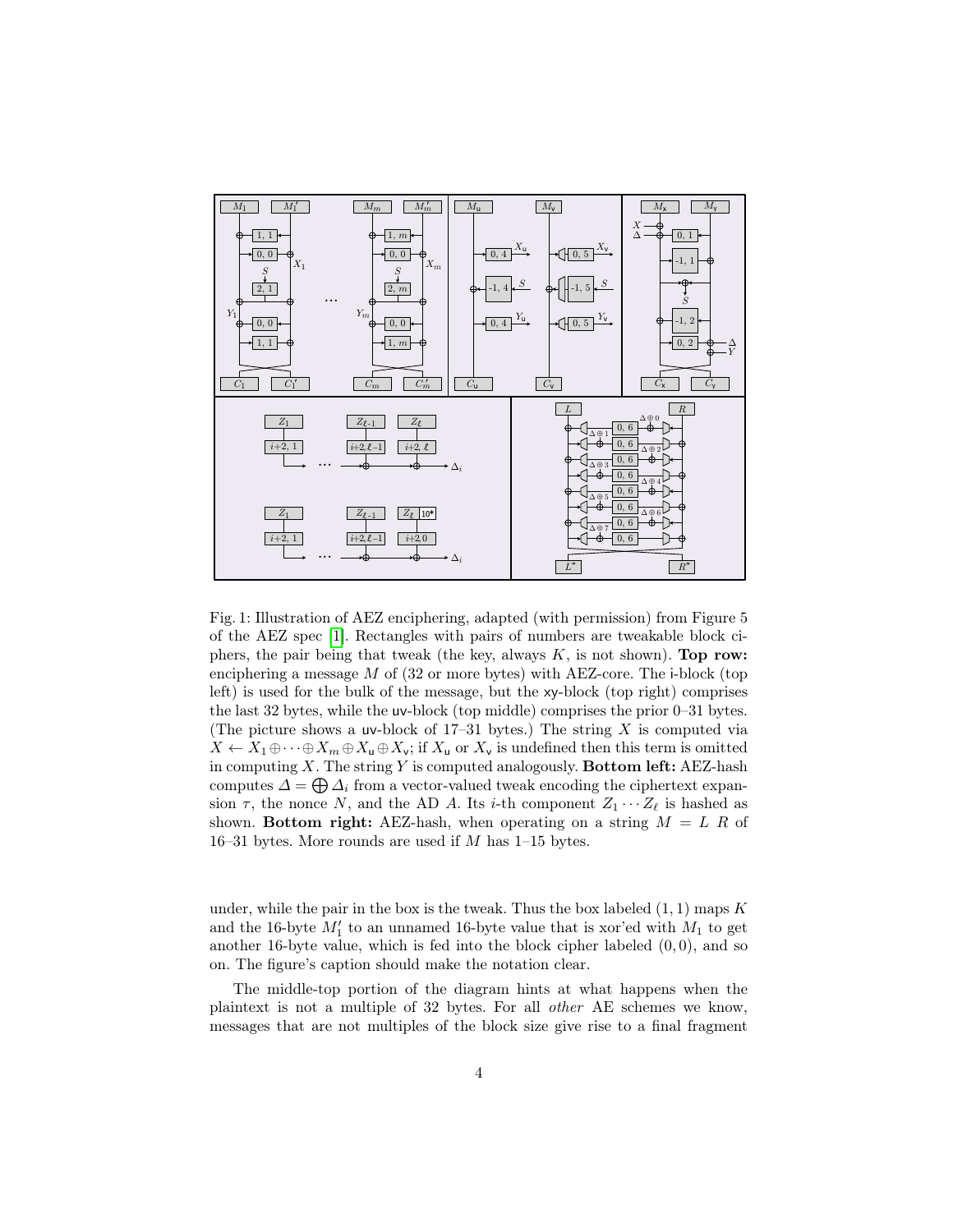Fig. 1: Illustration of AEZ enciphering, adapted (with permission) from Figure 5 of the AEZ spec [1]. Rectangles with pairs of numbers are tweakable block ciphers, the pair being that tweak (the key, always $K$, is not shown). **Top row:** enciphering a message $M$ of (32 or more bytes) with AEZ-core. The i-block (top left) is used for the bulk of the message, but the xy-block (top right) comprises the last 32 bytes, while the uv-block (top middle) comprises the prior 0–31 bytes. (The picture shows a uv-block of 17–31 bytes.) The string $X$ is computed via $X \leftarrow X_1 \oplus \cdots \oplus X_m \oplus X_{\mathsf{u}} \oplus X_{\mathsf{v}}$; if $X_{\mathsf{u}}$ or $X_{\mathsf{v}}$ is undefined then this term is omitted in computing $X$. The string $Y$ is computed analogously. **Bottom left:** AEZ-hash computes $\Delta = \bigoplus \Delta_i$ from a vector-valued tweak encoding the ciphertext expansion $\tau$, the nonce $N$, and the AD $A$. Its $i$-th component $Z_1 \cdots Z_\ell$ is hashed as shown. **Bottom right:** AEZ-hash, when operating on a string $M = L\ R$ of 16–31 bytes. More rounds are used if $M$ has 1–15 bytes.

under, while the pair in the box is the tweak. Thus the box labeled $(1, 1)$ maps $K$ and the 16-byte $M_1'$ to an unnamed 16-byte value that is xor'ed with $M_1$ to get another 16-byte value, which is fed into the block cipher labeled $(0, 0)$, and so on. The figure's caption should make the notation clear.

The middle-top portion of the diagram hints at what happens when the plaintext is not a multiple of 32 bytes. For all *other* AE schemes we know, messages that are not multiples of the block size give rise to a final fragment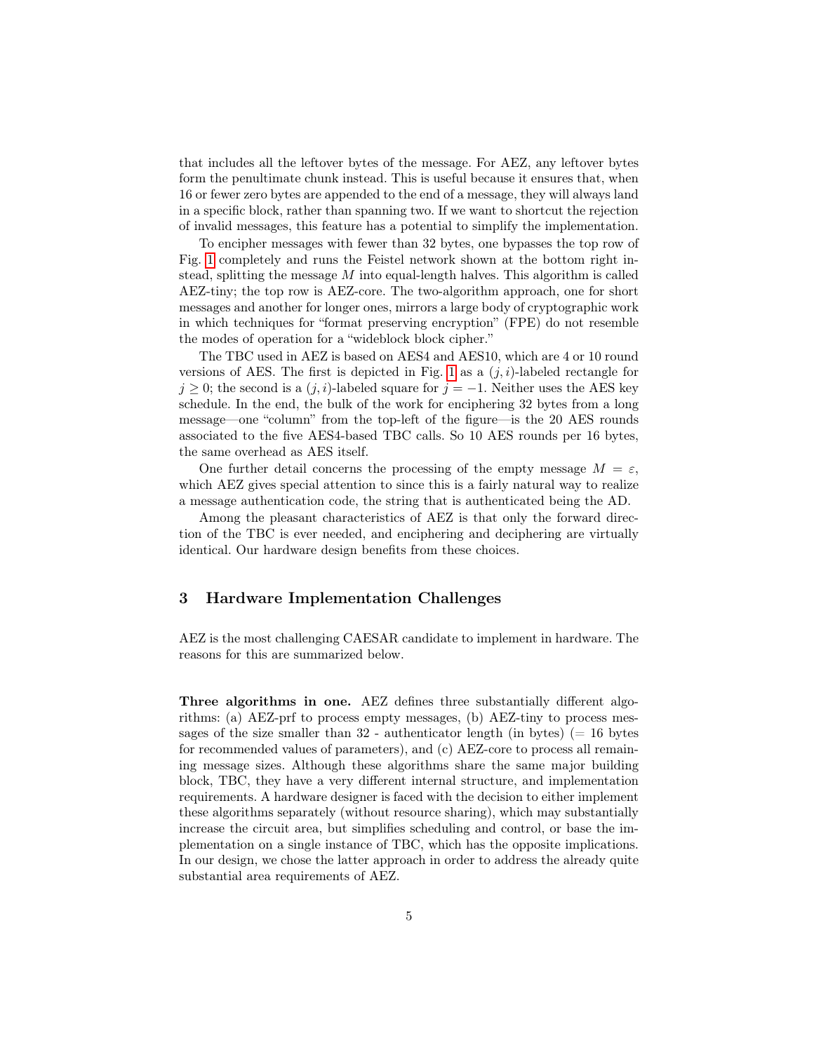that includes all the leftover bytes of the message. For AEZ, any leftover bytes form the penultimate chunk instead. This is useful because it ensures that, when 16 or fewer zero bytes are appended to the end of a message, they will always land in a specific block, rather than spanning two. If we want to shortcut the rejection of invalid messages, this feature has a potential to simplify the implementation.

To encipher messages with fewer than 32 bytes, one bypasses the top row of Fig. 1 completely and runs the Feistel network shown at the bottom right instead, splitting the message $M$ into equal-length halves. This algorithm is called AEZ-tiny; the top row is AEZ-core. The two-algorithm approach, one for short messages and another for longer ones, mirrors a large body of cryptographic work in which techniques for "format preserving encryption" (FPE) do not resemble the modes of operation for a "wideblock block cipher."

The TBC used in AEZ is based on AES4 and AES10, which are 4 or 10 round versions of AES. The first is depicted in Fig. 1 as a $(j, i)$-labeled rectangle for $j \geq 0$; the second is a $(j, i)$-labeled square for $j = -1$. Neither uses the AES key schedule. In the end, the bulk of the work for enciphering 32 bytes from a long message—one "column" from the top-left of the figure—is the 20 AES rounds associated to the five AES4-based TBC calls. So 10 AES rounds per 16 bytes, the same overhead as AES itself.

One further detail concerns the processing of the empty message $M = \varepsilon$, which AEZ gives special attention to since this is a fairly natural way to realize a message authentication code, the string that is authenticated being the AD.

Among the pleasant characteristics of AEZ is that only the forward direction of the TBC is ever needed, and enciphering and deciphering are virtually identical. Our hardware design benefits from these choices.

## 3 Hardware Implementation Challenges

AEZ is the most challenging CAESAR candidate to implement in hardware. The reasons for this are summarized below.

**Three algorithms in one.** AEZ defines three substantially different algorithms: (a) AEZ-prf to process empty messages, (b) AEZ-tiny to process messages of the size smaller than 32 - authenticator length (in bytes) (= 16 bytes for recommended values of parameters), and (c) AEZ-core to process all remaining message sizes. Although these algorithms share the same major building block, TBC, they have a very different internal structure, and implementation requirements. A hardware designer is faced with the decision to either implement these algorithms separately (without resource sharing), which may substantially increase the circuit area, but simplifies scheduling and control, or base the implementation on a single instance of TBC, which has the opposite implications. In our design, we chose the latter approach in order to address the already quite substantial area requirements of AEZ.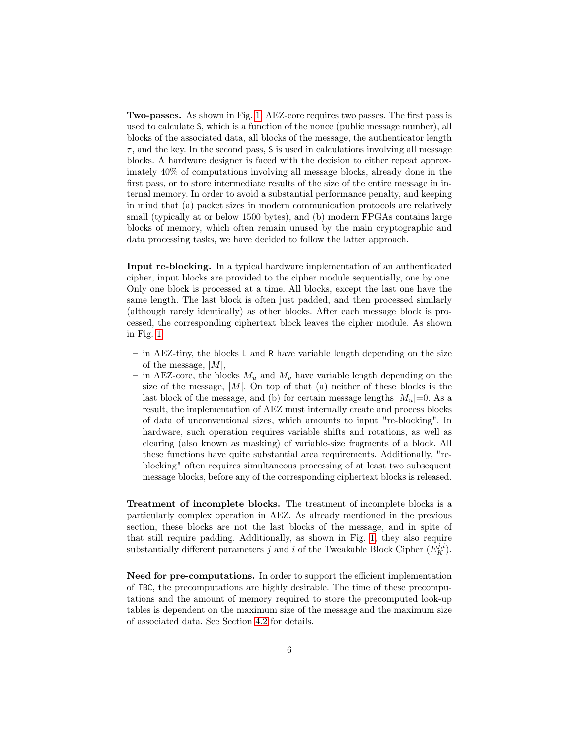**Two-passes.** As shown in Fig. 1, AEZ-core requires two passes. The first pass is used to calculate S, which is a function of the nonce (public message number), all blocks of the associated data, all blocks of the message, the authenticator length $\tau$, and the key. In the second pass, S is used in calculations involving all message blocks. A hardware designer is faced with the decision to either repeat approximately 40% of computations involving all message blocks, already done in the first pass, or to store intermediate results of the size of the entire message in internal memory. In order to avoid a substantial performance penalty, and keeping in mind that (a) packet sizes in modern communication protocols are relatively small (typically at or below 1500 bytes), and (b) modern FPGAs contains large blocks of memory, which often remain unused by the main cryptographic and data processing tasks, we have decided to follow the latter approach.

**Input re-blocking.** In a typical hardware implementation of an authenticated cipher, input blocks are provided to the cipher module sequentially, one by one. Only one block is processed at a time. All blocks, except the last one have the same length. The last block is often just padded, and then processed similarly (although rarely identically) as other blocks. After each message block is processed, the corresponding ciphertext block leaves the cipher module. As shown in Fig. 1,

- in AEZ-tiny, the blocks L and R have variable length depending on the size of the message, $|M|$,
- in AEZ-core, the blocks $M_u$ and $M_v$ have variable length depending on the size of the message, $|M|$. On top of that (a) neither of these blocks is the last block of the message, and (b) for certain message lengths $|M_u|$=0. As a result, the implementation of AEZ must internally create and process blocks of data of unconventional sizes, which amounts to input "re-blocking". In hardware, such operation requires variable shifts and rotations, as well as clearing (also known as masking) of variable-size fragments of a block. All these functions have quite substantial area requirements. Additionally, "re-blocking" often requires simultaneous processing of at least two subsequent message blocks, before any of the corresponding ciphertext blocks is released.

**Treatment of incomplete blocks.** The treatment of incomplete blocks is a particularly complex operation in AEZ. As already mentioned in the previous section, these blocks are not the last blocks of the message, and in spite of that still require padding. Additionally, as shown in Fig. 1, they also require substantially different parameters $j$ and $i$ of the Tweakable Block Cipher ($E_K^{j,i}$).

**Need for pre-computations.** In order to support the efficient implementation of TBC, the precomputations are highly desirable. The time of these precomputations and the amount of memory required to store the precomputed look-up tables is dependent on the maximum size of the message and the maximum size of associated data. See Section 4.2 for details.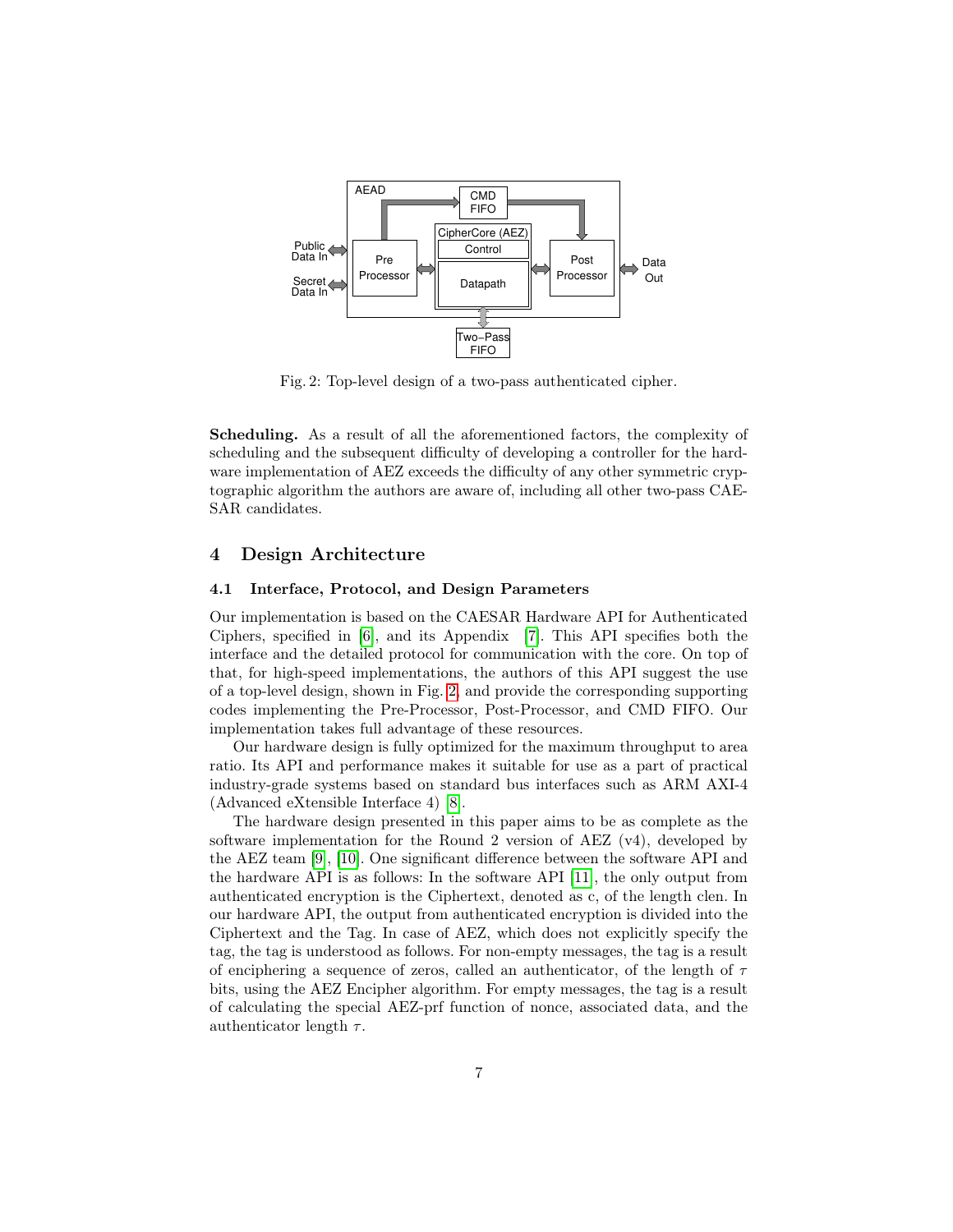AEAD

CMD FIFO

CipherCore (AEZ)

Control

Datapath

Public Data In

Secret Data In

Pre Processor

Post Processor

Data Out

Two-Pass FIFO

Fig. 2: Top-level design of a two-pass authenticated cipher.

**Scheduling.** As a result of all the aforementioned factors, the complexity of scheduling and the subsequent difficulty of developing a controller for the hardware implementation of AEZ exceeds the difficulty of any other symmetric cryptographic algorithm the authors are aware of, including all other two-pass CAESAR candidates.

## 4 Design Architecture

### 4.1 Interface, Protocol, and Design Parameters

Our implementation is based on the CAESAR Hardware API for Authenticated Ciphers, specified in [6], and its Appendix [7]. This API specifies both the interface and the detailed protocol for communication with the core. On top of that, for high-speed implementations, the authors of this API suggest the use of a top-level design, shown in Fig. 2, and provide the corresponding supporting codes implementing the Pre-Processor, Post-Processor, and CMD FIFO. Our implementation takes full advantage of these resources.

Our hardware design is fully optimized for the maximum throughput to area ratio. Its API and performance makes it suitable for use as a part of practical industry-grade systems based on standard bus interfaces such as ARM AXI-4 (Advanced eXtensible Interface 4) [8].

The hardware design presented in this paper aims to be as complete as the software implementation for the Round 2 version of AEZ (v4), developed by the AEZ team [9], [10]. One significant difference between the software API and the hardware API is as follows: In the software API [11], the only output from authenticated encryption is the Ciphertext, denoted as c, of the length clen. In our hardware API, the output from authenticated encryption is divided into the Ciphertext and the Tag. In case of AEZ, which does not explicitly specify the tag, the tag is understood as follows. For non-empty messages, the tag is a result of enciphering a sequence of zeros, called an authenticator, of the length of $\tau$ bits, using the AEZ Encipher algorithm. For empty messages, the tag is a result of calculating the special AEZ-prf function of nonce, associated data, and the authenticator length $\tau$.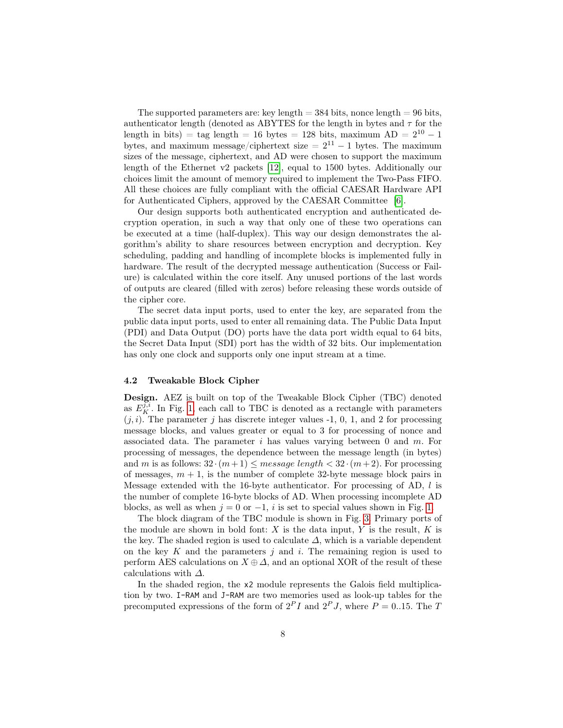The supported parameters are: key length = 384 bits, nonce length = 96 bits, authenticator length (denoted as ABYTES for the length in bytes and $\tau$ for the length in bits) = tag length = 16 bytes = 128 bits, maximum AD = $2^{10} - 1$ bytes, and maximum message/ciphertext size = $2^{11} - 1$ bytes. The maximum sizes of the message, ciphertext, and AD were chosen to support the maximum length of the Ethernet v2 packets [12], equal to 1500 bytes. Additionally our choices limit the amount of memory required to implement the Two-Pass FIFO. All these choices are fully compliant with the official CAESAR Hardware API for Authenticated Ciphers, approved by the CAESAR Committee [6].

Our design supports both authenticated encryption and authenticated decryption operation, in such a way that only one of these two operations can be executed at a time (half-duplex). This way our design demonstrates the algorithm's ability to share resources between encryption and decryption. Key scheduling, padding and handling of incomplete blocks is implemented fully in hardware. The result of the decrypted message authentication (Success or Failure) is calculated within the core itself. Any unused portions of the last words of outputs are cleared (filled with zeros) before releasing these words outside of the cipher core.

The secret data input ports, used to enter the key, are separated from the public data input ports, used to enter all remaining data. The Public Data Input (PDI) and Data Output (DO) ports have the data port width equal to 64 bits, the Secret Data Input (SDI) port has the width of 32 bits. Our implementation has only one clock and supports only one input stream at a time.

### 4.2 Tweakable Block Cipher

**Design.** AEZ is built on top of the Tweakable Block Cipher (TBC) denoted as $E_K^{j,i}$. In Fig. 1, each call to TBC is denoted as a rectangle with parameters $(j, i)$. The parameter $j$ has discrete integer values -1, 0, 1, and 2 for processing message blocks, and values greater or equal to 3 for processing of nonce and associated data. The parameter $i$ has values varying between 0 and $m$. For processing of messages, the dependence between the message length (in bytes) and $m$ is as follows: $32 \cdot (m+1) \leq \textit{message length} < 32 \cdot (m+2)$. For processing of messages, $m+1$, is the number of complete 32-byte message block pairs in Message extended with the 16-byte authenticator. For processing of AD, $l$ is the number of complete 16-byte blocks of AD. When processing incomplete AD blocks, as well as when $j = 0$ or $-1$, $i$ is set to special values shown in Fig. 1.

The block diagram of the TBC module is shown in Fig. 3. Primary ports of the module are shown in bold font: $X$ is the data input, $Y$ is the result, $K$ is the key. The shaded region is used to calculate $\Delta$, which is a variable dependent on the key $K$ and the parameters $j$ and $i$. The remaining region is used to perform AES calculations on $X \oplus \Delta$, and an optional XOR of the result of these calculations with $\Delta$.

In the shaded region, the `x2` module represents the Galois field multiplication by two. `I-RAM` and `J-RAM` are two memories used as look-up tables for the precomputed expressions of the form of $2^P I$ and $2^P J$, where $P = 0..15$. The $T$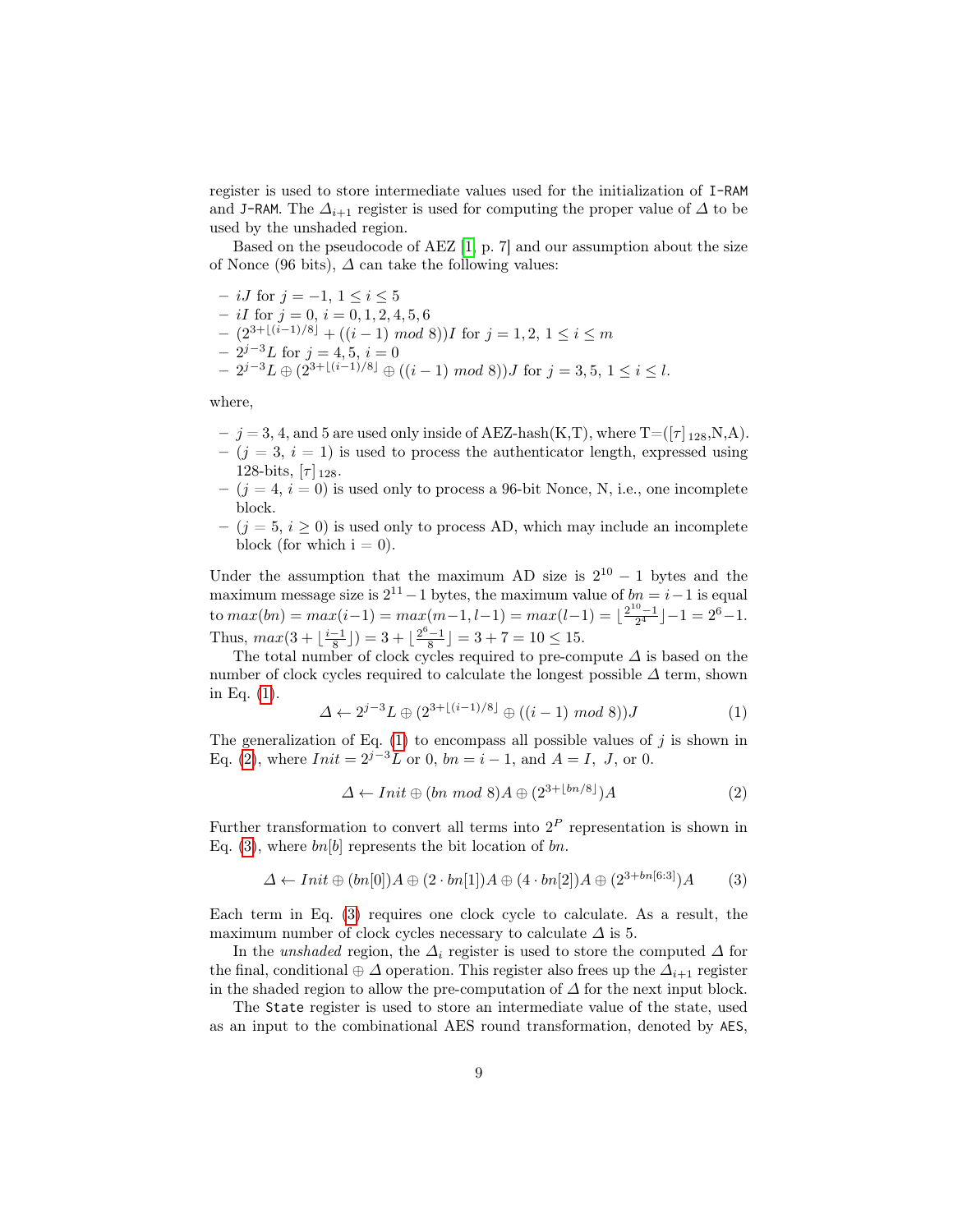register is used to store intermediate values used for the initialization of `I-RAM` and `J-RAM`. The $\Delta_{i+1}$ register is used for computing the proper value of $\Delta$ to be used by the unshaded region.

Based on the pseudocode of AEZ [1, p. 7] and our assumption about the size of Nonce (96 bits), $\Delta$ can take the following values:

- $iJ$ for $j = -1$, $1 \leq i \leq 5$
- $iI$ for $j = 0$, $i = 0, 1, 2, 4, 5, 6$
- $(2^{3+\lfloor (i-1)/8 \rfloor} + ((i-1) \ mod\ 8))I$ for $j = 1, 2$, $1 \leq i \leq m$
- $2^{j-3}L$ for $j = 4, 5$, $i = 0$
- $2^{j-3}L \oplus (2^{3+\lfloor (i-1)/8 \rfloor} \oplus ((i-1) \ mod\ 8))J$ for $j = 3, 5$, $1 \leq i \leq l$.

where,

- $j = 3, 4,$ and $5$ are used only inside of AEZ-hash(K,T), where T=($[\tau]_{128}$,N,A).
- ($j = 3$, $i = 1$) is used to process the authenticator length, expressed using 128-bits, $[\tau]_{128}$.
- ($j = 4$, $i = 0$) is used only to process a 96-bit Nonce, N, i.e., one incomplete block.
- ($j = 5$, $i \geq 0$) is used only to process AD, which may include an incomplete block (for which i = 0).

Under the assumption that the maximum AD size is $2^{10} - 1$ bytes and the maximum message size is $2^{11} - 1$ bytes, the maximum value of $bn = i - 1$ is equal to $max(bn) = max(i-1) = max(m-1, l-1) = max(l-1) = \lfloor \frac{2^{10}-1}{2^4} \rfloor - 1 = 2^6 - 1$. Thus, $max(3 + \lfloor \frac{i-1}{8} \rfloor) = 3 + \lfloor \frac{2^6-1}{8} \rfloor = 3 + 7 = 10 \leq 15$.

The total number of clock cycles required to pre-compute $\Delta$ is based on the number of clock cycles required to calculate the longest possible $\Delta$ term, shown in Eq. (1).

$$\Delta \leftarrow 2^{j-3}L \oplus (2^{3+\lfloor (i-1)/8 \rfloor} \oplus ((i-1) \ mod\ 8))J \tag{1}$$

The generalization of Eq. (1) to encompass all possible values of $j$ is shown in Eq. (2), where $Init = 2^{j-3}L$ or 0, $bn = i - 1$, and $A = I,\ J$, or 0.

$$\Delta \leftarrow Init \oplus (bn \ mod\ 8)A \oplus (2^{3+\lfloor bn/8 \rfloor})A \tag{2}$$

Further transformation to convert all terms into $2^P$ representation is shown in Eq. (3), where $bn[b]$ represents the bit location of $bn$.

$$\Delta \leftarrow Init \oplus (bn[0])A \oplus (2 \cdot bn[1])A \oplus (4 \cdot bn[2])A \oplus (2^{3+bn[6:3]})A \tag{3}$$

Each term in Eq. (3) requires one clock cycle to calculate. As a result, the maximum number of clock cycles necessary to calculate $\Delta$ is 5.

In the *unshaded* region, the $\Delta_i$ register is used to store the computed $\Delta$ for the final, conditional $\oplus\ \Delta$ operation. This register also frees up the $\Delta_{i+1}$ register in the shaded region to allow the pre-computation of $\Delta$ for the next input block.

The `State` register is used to store an intermediate value of the state, used as an input to the combinational AES round transformation, denoted by `AES`,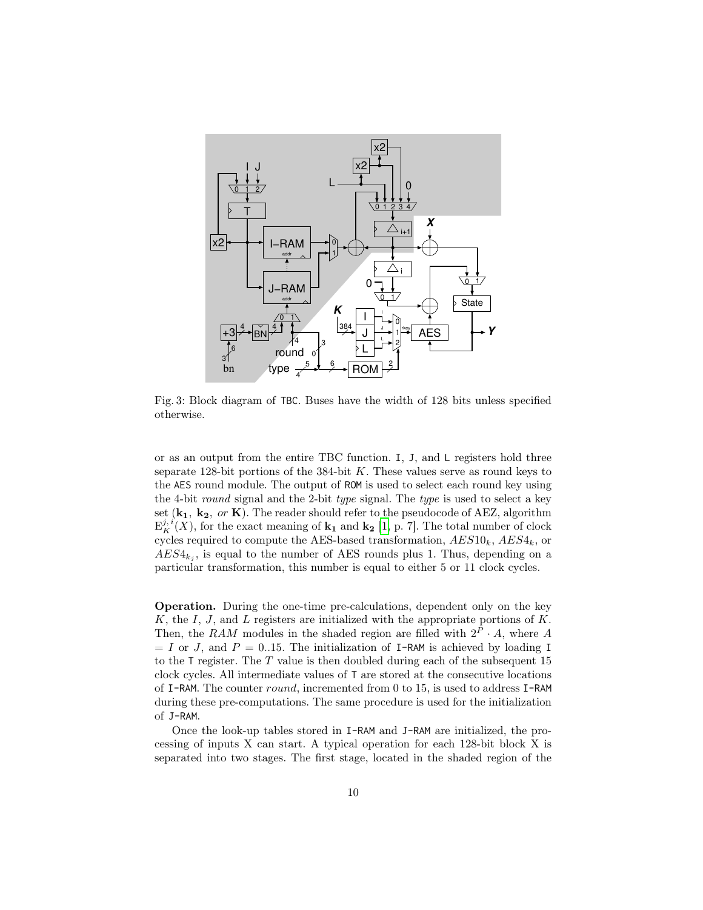I J

x2

x2

L

0

0 1 2

0 1 2 3 4

T

$\triangle_{i+1}$

X

x2

I–RAM

0

1

$\triangle_{i}$

J–RAM

0

0 1

0 1

State

0 1

K

I

0

+3

4

BN

4

384

J

1

AES

Y

6

4

3

L

2

3

round

0

bn

type

5

6

ROM

2

4

Fig. 3: Block diagram of TBC. Buses have the width of 128 bits unless specified otherwise.

or as an output from the entire TBC function. I, J, and L registers hold three separate 128-bit portions of the 384-bit $K$. These values serve as round keys to the AES round module. The output of ROM is used to select each round key using the 4-bit *round* signal and the 2-bit *type* signal. The *type* is used to select a key set ($\mathbf{k_1}$, $\mathbf{k_2}$, *or* $\mathbf{K}$). The reader should refer to the pseudocode of AEZ, algorithm $\mathrm{E}_K^{j,i}(X)$, for the exact meaning of $\mathbf{k_1}$ and $\mathbf{k_2}$ [1, p. 7]. The total number of clock cycles required to compute the AES-based transformation, $AES10_k$, $AES4_k$, or $AES4_{k_j}$, is equal to the number of AES rounds plus 1. Thus, depending on a particular transformation, this number is equal to either 5 or 11 clock cycles.

**Operation.** During the one-time pre-calculations, dependent only on the key $K$, the $I$, $J$, and $L$ registers are initialized with the appropriate portions of $K$. Then, the *RAM* modules in the shaded region are filled with $2^P \cdot A$, where $A = I$ or $J$, and $P = 0..15$. The initialization of I-RAM is achieved by loading I to the T register. The $T$ value is then doubled during each of the subsequent 15 clock cycles. All intermediate values of T are stored at the consecutive locations of I-RAM. The counter *round*, incremented from 0 to 15, is used to address I-RAM during these pre-computations. The same procedure is used for the initialization of J-RAM.

Once the look-up tables stored in I-RAM and J-RAM are initialized, the processing of inputs X can start. A typical operation for each 128-bit block X is separated into two stages. The first stage, located in the shaded region of the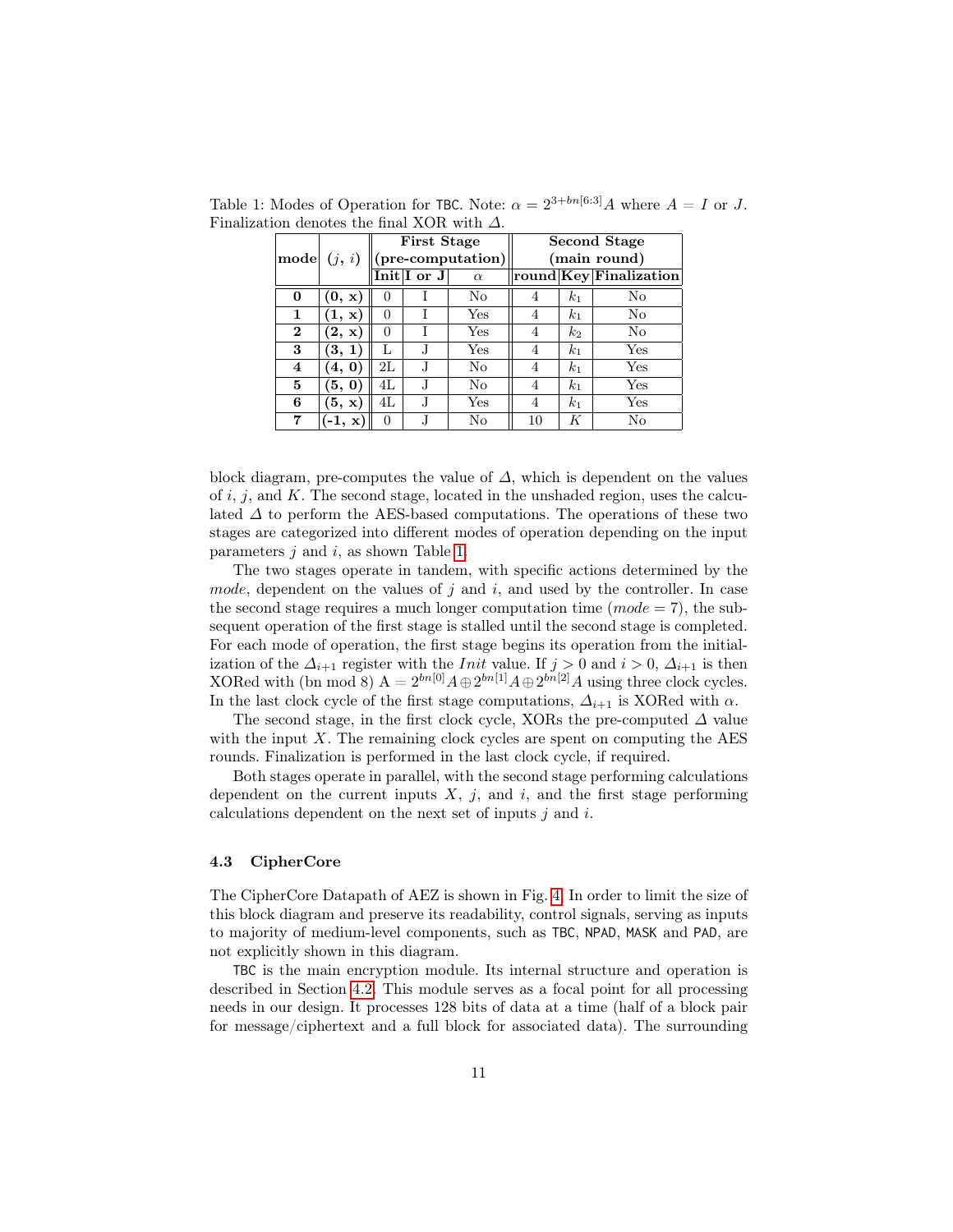Table 1: Modes of Operation for TBC. Note: $\alpha = 2^{3+bn[6:3]}A$ where $A = I$ or $J$. Finalization denotes the final XOR with $\Delta$.

| mode | $(j, i)$ | First Stage (pre-computation) | | | Second Stage (main round) | | |
|---|---|---|---|---|---|---|---|
| | | Init | I or J | $\alpha$ | round | Key | Finalization |
| **0** | **(0, x)** | 0 | I | No | 4 | $k_1$ | No |
| **1** | **(1, x)** | 0 | I | Yes | 4 | $k_1$ | No |
| **2** | **(2, x)** | 0 | I | Yes | 4 | $k_2$ | No |
| **3** | **(3, 1)** | L | J | Yes | 4 | $k_1$ | Yes |
| **4** | **(4, 0)** | 2L | J | No | 4 | $k_1$ | Yes |
| **5** | **(5, 0)** | 4L | J | No | 4 | $k_1$ | Yes |
| **6** | **(5, x)** | 4L | J | Yes | 4 | $k_1$ | Yes |
| **7** | **(-1, x)** | 0 | J | No | 10 | $K$ | No |

block diagram, pre-computes the value of $\Delta$, which is dependent on the values of $i$, $j$, and $K$. The second stage, located in the unshaded region, uses the calculated $\Delta$ to perform the AES-based computations. The operations of these two stages are categorized into different modes of operation depending on the input parameters $j$ and $i$, as shown Table 1.

The two stages operate in tandem, with specific actions determined by the *mode*, dependent on the values of $j$ and $i$, and used by the controller. In case the second stage requires a much longer computation time ($mode = 7$), the subsequent operation of the first stage is stalled until the second stage is completed. For each mode of operation, the first stage begins its operation from the initialization of the $\Delta_{i+1}$ register with the $Init$ value. If $j > 0$ and $i > 0$, $\Delta_{i+1}$ is then XORed with (bn mod 8) $A = 2^{bn[0]}A \oplus 2^{bn[1]}A \oplus 2^{bn[2]}A$ using three clock cycles. In the last clock cycle of the first stage computations, $\Delta_{i+1}$ is XORed with $\alpha$.

The second stage, in the first clock cycle, XORs the pre-computed $\Delta$ value with the input $X$. The remaining clock cycles are spent on computing the AES rounds. Finalization is performed in the last clock cycle, if required.

Both stages operate in parallel, with the second stage performing calculations dependent on the current inputs $X$, $j$, and $i$, and the first stage performing calculations dependent on the next set of inputs $j$ and $i$.

### 4.3 CipherCore

The CipherCore Datapath of AEZ is shown in Fig. 4. In order to limit the size of this block diagram and preserve its readability, control signals, serving as inputs to majority of medium-level components, such as TBC, NPAD, MASK and PAD, are not explicitly shown in this diagram.

TBC is the main encryption module. Its internal structure and operation is described in Section 4.2. This module serves as a focal point for all processing needs in our design. It processes 128 bits of data at a time (half of a block pair for message/ciphertext and a full block for associated data). The surrounding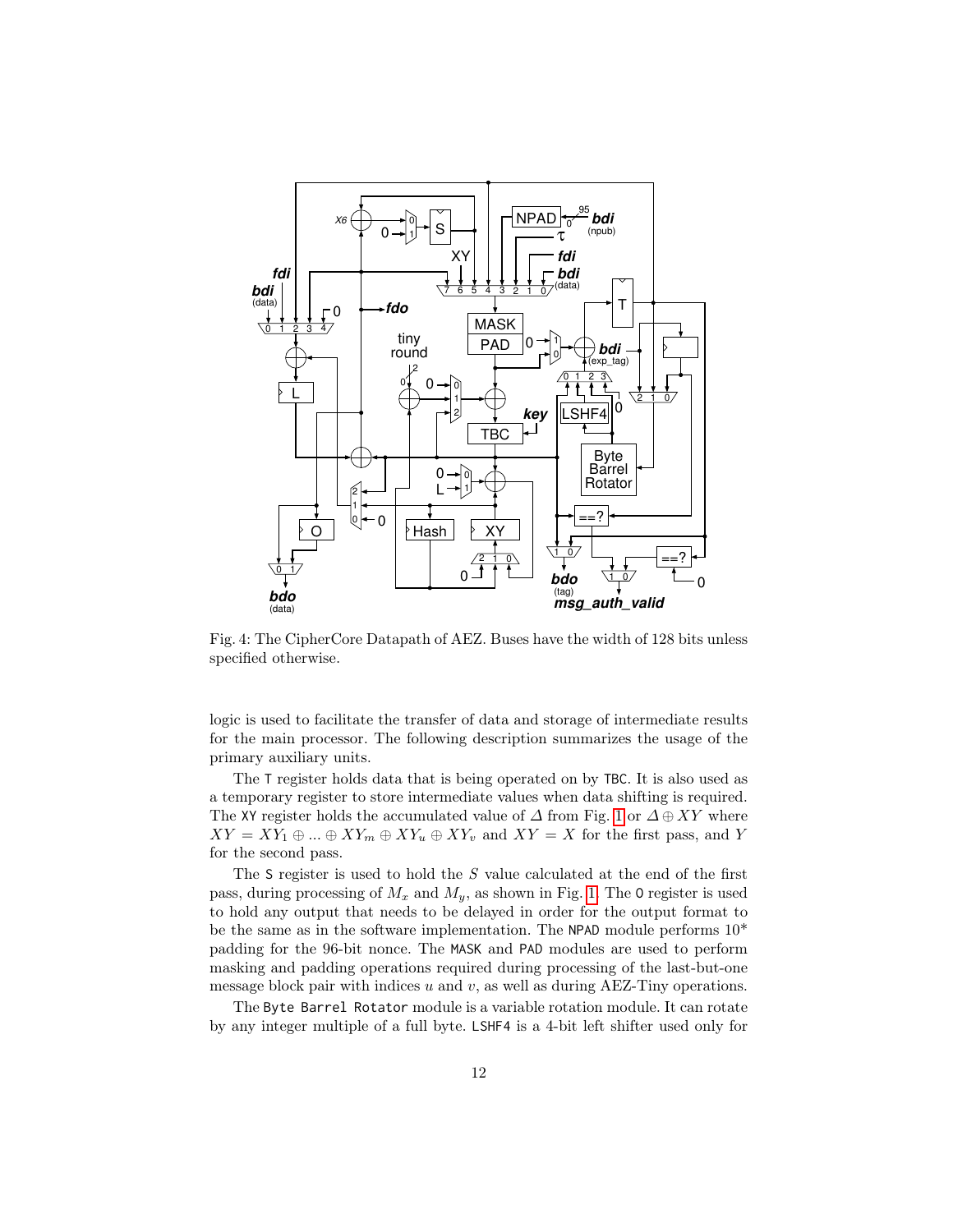Fig. 4: The CipherCore Datapath of AEZ. Buses have the width of 128 bits unless specified otherwise.

logic is used to facilitate the transfer of data and storage of intermediate results for the main processor. The following description summarizes the usage of the primary auxiliary units.

The T register holds data that is being operated on by TBC. It is also used as a temporary register to store intermediate values when data shifting is required. The XY register holds the accumulated value of $\Delta$ from Fig. 1 or $\Delta \oplus XY$ where $XY = XY_1 \oplus ... \oplus XY_m \oplus XY_u \oplus XY_v$ and $XY = X$ for the first pass, and $Y$ for the second pass.

The S register is used to hold the $S$ value calculated at the end of the first pass, during processing of $M_x$ and $M_y$, as shown in Fig. 1. The O register is used to hold any output that needs to be delayed in order for the output format to be the same as in the software implementation. The NPAD module performs 10* padding for the 96-bit nonce. The MASK and PAD modules are used to perform masking and padding operations required during processing of the last-but-one message block pair with indices $u$ and $v$, as well as during AEZ-Tiny operations.

The Byte Barrel Rotator module is a variable rotation module. It can rotate by any integer multiple of a full byte. LSHF4 is a 4-bit left shifter used only for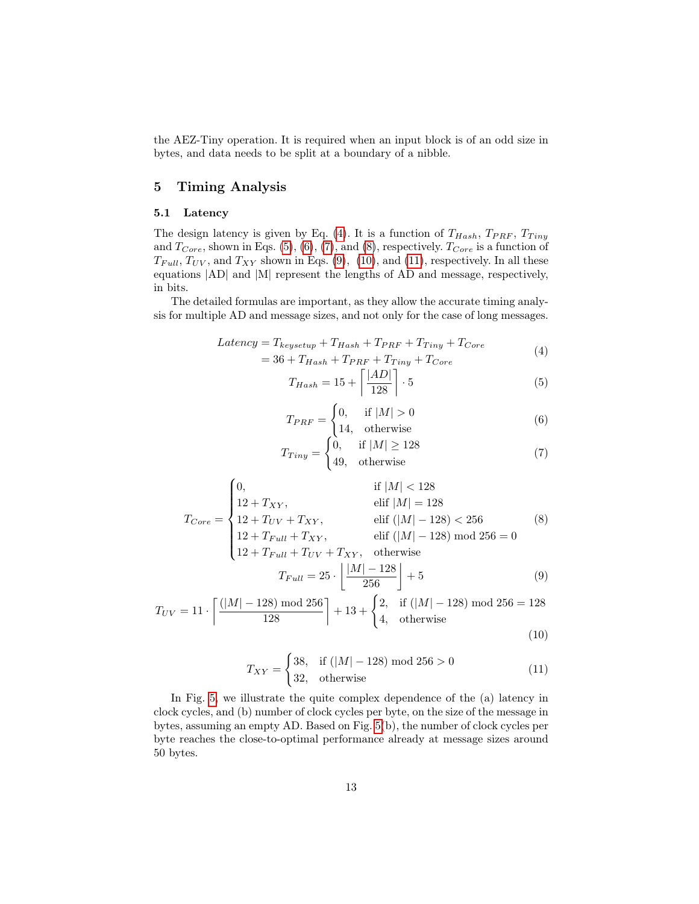the AEZ-Tiny operation. It is required when an input block is of an odd size in bytes, and data needs to be split at a boundary of a nibble.

## 5 Timing Analysis

### 5.1 Latency

The design latency is given by Eq. (4). It is a function of $T_{Hash}$, $T_{PRF}$, $T_{Tiny}$ and $T_{Core}$, shown in Eqs. (5), (6), (7), and (8), respectively. $T_{Core}$ is a function of $T_{Full}$, $T_{UV}$, and $T_{XY}$ shown in Eqs. (9), (10), and (11), respectively. In all these equations |AD| and |M| represent the lengths of AD and message, respectively, in bits.

The detailed formulas are important, as they allow the accurate timing analysis for multiple AD and message sizes, and not only for the case of long messages.

$$\begin{aligned} Latency &= T_{keysetup} + T_{Hash} + T_{PRF} + T_{Tiny} + T_{Core} \\ &= 36 + T_{Hash} + T_{PRF} + T_{Tiny} + T_{Core} \end{aligned} \tag{4}$$

$$T_{Hash} = 15 + \left\lceil \frac{|AD|}{128} \right\rceil \cdot 5 \tag{5}$$

$$T_{PRF} = \begin{cases} 0, & \text{if } |M| > 0 \\ 14, & \text{otherwise} \end{cases} \tag{6}$$

$$T_{Tiny} = \begin{cases} 0, & \text{if } |M| \geq 128 \\ 49, & \text{otherwise} \end{cases} \tag{7}$$

$$T_{Core} = \begin{cases} 0, & \text{if } |M| < 128 \\ 12 + T_{XY}, & \text{elif } |M| = 128 \\ 12 + T_{UV} + T_{XY}, & \text{elif } (|M| - 128) < 256 \\ 12 + T_{Full} + T_{XY}, & \text{elif } (|M| - 128) \bmod 256 = 0 \\ 12 + T_{Full} + T_{UV} + T_{XY}, & \text{otherwise} \end{cases} \tag{8}$$

$$T_{Full} = 25 \cdot \left\lfloor \frac{|M| - 128}{256} \right\rfloor + 5 \tag{9}$$

$$T_{UV} = 11 \cdot \left\lceil \frac{(|M| - 128) \bmod 256}{128} \right\rceil + 13 + \begin{cases} 2, & \text{if } (|M| - 128) \bmod 256 = 128 \\ 4, & \text{otherwise} \end{cases} \tag{10}$$

$$T_{XY} = \begin{cases} 38, & \text{if } (|M| - 128) \bmod 256 > 0 \\ 32, & \text{otherwise} \end{cases} \tag{11}$$

In Fig. 5, we illustrate the quite complex dependence of the (a) latency in clock cycles, and (b) number of clock cycles per byte, on the size of the message in bytes, assuming an empty AD. Based on Fig. 5(b), the number of clock cycles per byte reaches the close-to-optimal performance already at message sizes around 50 bytes.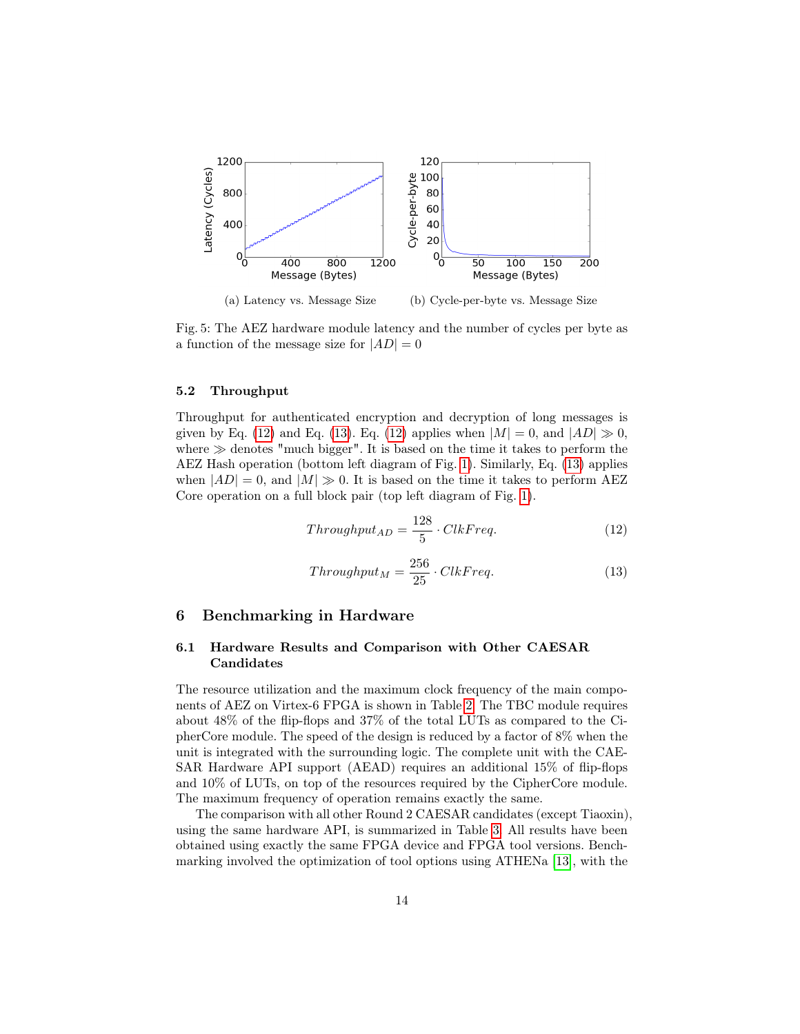1200
800
400
0
Latency (Cycles)
0 400 800 1200
Message (Bytes)

(a) Latency vs. Message Size

120
100
80
60
40
20
0
Cycle-per-byte
0 50 100 150 200
Message (Bytes)

(b) Cycle-per-byte vs. Message Size

Fig. 5: The AEZ hardware module latency and the number of cycles per byte as a function of the message size for $|AD| = 0$

### 5.2 Throughput

Throughput for authenticated encryption and decryption of long messages is given by Eq. (12) and Eq. (13). Eq. (12) applies when $|M| = 0$, and $|AD| \gg 0$, where $\gg$ denotes "much bigger". It is based on the time it takes to perform the AEZ Hash operation (bottom left diagram of Fig. 1). Similarly, Eq. (13) applies when $|AD| = 0$, and $|M| \gg 0$. It is based on the time it takes to perform AEZ Core operation on a full block pair (top left diagram of Fig. 1).

$$Throughput_{AD} = \frac{128}{5} \cdot ClkFreq. \tag{12}$$

$$Throughput_{M} = \frac{256}{25} \cdot ClkFreq. \tag{13}$$

## 6 Benchmarking in Hardware

### 6.1 Hardware Results and Comparison with Other CAESAR Candidates

The resource utilization and the maximum clock frequency of the main components of AEZ on Virtex-6 FPGA is shown in Table 2. The TBC module requires about 48% of the flip-flops and 37% of the total LUTs as compared to the CipherCore module. The speed of the design is reduced by a factor of 8% when the unit is integrated with the surrounding logic. The complete unit with the CAESAR Hardware API support (AEAD) requires an additional 15% of flip-flops and 10% of LUTs, on top of the resources required by the CipherCore module. The maximum frequency of operation remains exactly the same.

The comparison with all other Round 2 CAESAR candidates (except Tiaoxin), using the same hardware API, is summarized in Table 3. All results have been obtained using exactly the same FPGA device and FPGA tool versions. Benchmarking involved the optimization of tool options using ATHENa [13], with the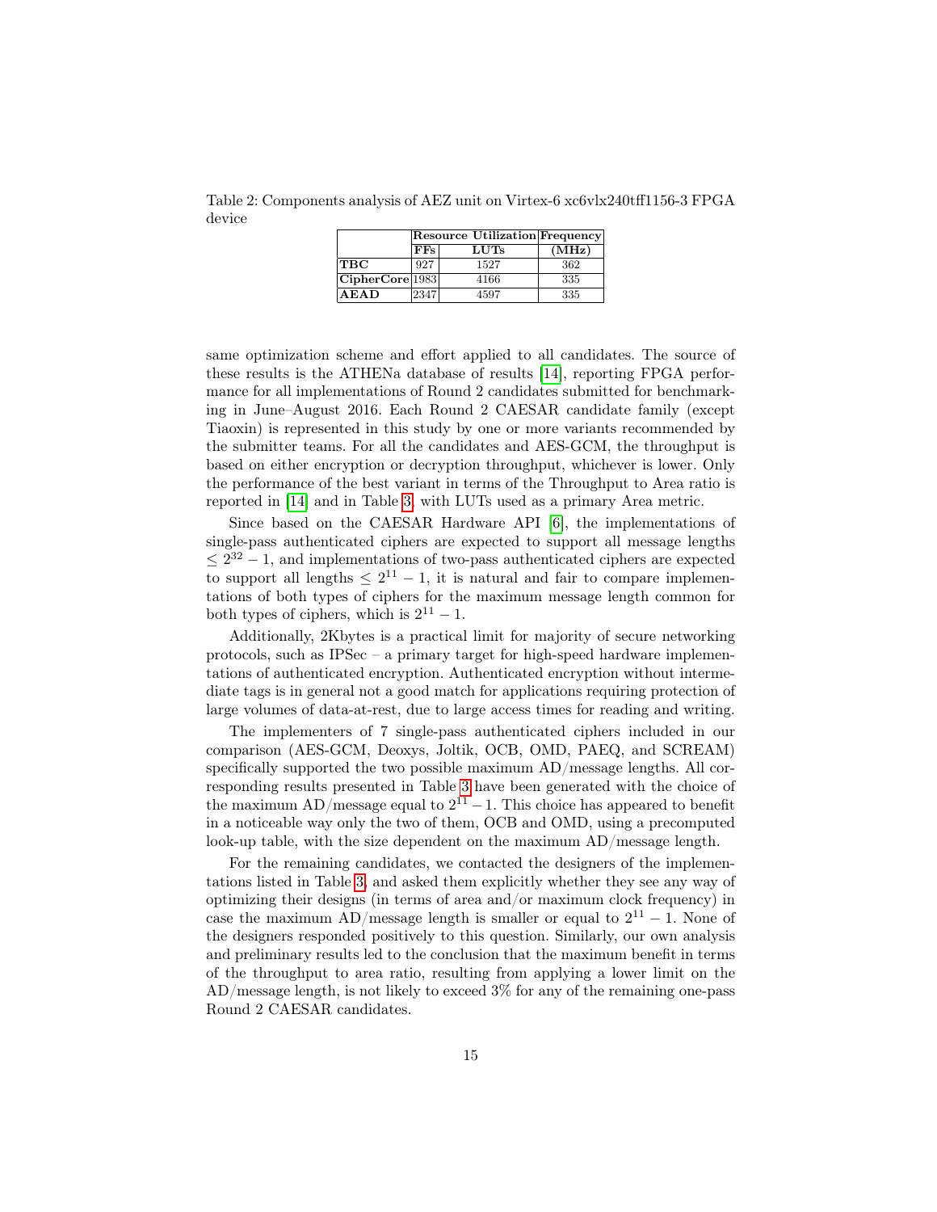Table 2: Components analysis of AEZ unit on Virtex-6 xc6vlx240tff1156-3 FPGA device

| | Resource Utilization | | Frequency |
|---|---|---|---|
| | **FFs** | **LUTs** | **(MHz)** |
| **TBC** | 927 | 1527 | 362 |
| **CipherCore** | 1983 | 4166 | 335 |
| **AEAD** | 2347 | 4597 | 335 |

same optimization scheme and effort applied to all candidates. The source of these results is the ATHENa database of results [14], reporting FPGA performance for all implementations of Round 2 candidates submitted for benchmarking in June–August 2016. Each Round 2 CAESAR candidate family (except Tiaoxin) is represented in this study by one or more variants recommended by the submitter teams. For all the candidates and AES-GCM, the throughput is based on either encryption or decryption throughput, whichever is lower. Only the performance of the best variant in terms of the Throughput to Area ratio is reported in [14] and in Table 3, with LUTs used as a primary Area metric.

Since based on the CAESAR Hardware API [6], the implementations of single-pass authenticated ciphers are expected to support all message lengths $\leq 2^{32} - 1$, and implementations of two-pass authenticated ciphers are expected to support all lengths $\leq 2^{11} - 1$, it is natural and fair to compare implementations of both types of ciphers for the maximum message length common for both types of ciphers, which is $2^{11} - 1$.

Additionally, 2Kbytes is a practical limit for majority of secure networking protocols, such as IPSec – a primary target for high-speed hardware implementations of authenticated encryption. Authenticated encryption without intermediate tags is in general not a good match for applications requiring protection of large volumes of data-at-rest, due to large access times for reading and writing.

The implementers of 7 single-pass authenticated ciphers included in our comparison (AES-GCM, Deoxys, Joltik, OCB, OMD, PAEQ, and SCREAM) specifically supported the two possible maximum AD/message lengths. All corresponding results presented in Table 3 have been generated with the choice of the maximum AD/message equal to $2^{11} - 1$. This choice has appeared to benefit in a noticeable way only the two of them, OCB and OMD, using a precomputed look-up table, with the size dependent on the maximum AD/message length.

For the remaining candidates, we contacted the designers of the implementations listed in Table 3, and asked them explicitly whether they see any way of optimizing their designs (in terms of area and/or maximum clock frequency) in case the maximum AD/message length is smaller or equal to $2^{11} - 1$. None of the designers responded positively to this question. Similarly, our own analysis and preliminary results led to the conclusion that the maximum benefit in terms of the throughput to area ratio, resulting from applying a lower limit on the AD/message length, is not likely to exceed 3% for any of the remaining one-pass Round 2 CAESAR candidates.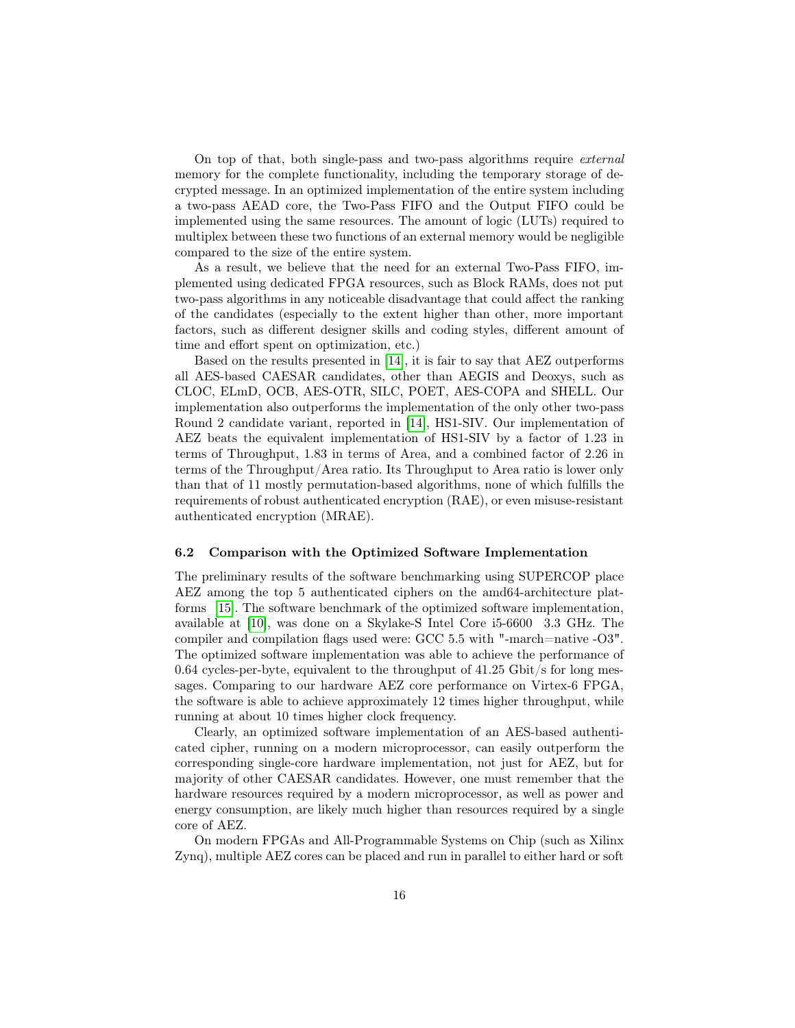On top of that, both single-pass and two-pass algorithms require *external* memory for the complete functionality, including the temporary storage of decrypted message. In an optimized implementation of the entire system including a two-pass AEAD core, the Two-Pass FIFO and the Output FIFO could be implemented using the same resources. The amount of logic (LUTs) required to multiplex between these two functions of an external memory would be negligible compared to the size of the entire system.

As a result, we believe that the need for an external Two-Pass FIFO, implemented using dedicated FPGA resources, such as Block RAMs, does not put two-pass algorithms in any noticeable disadvantage that could affect the ranking of the candidates (especially to the extent higher than other, more important factors, such as different designer skills and coding styles, different amount of time and effort spent on optimization, etc.)

Based on the results presented in [14], it is fair to say that AEZ outperforms all AES-based CAESAR candidates, other than AEGIS and Deoxys, such as CLOC, ELmD, OCB, AES-OTR, SILC, POET, AES-COPA and SHELL. Our implementation also outperforms the implementation of the only other two-pass Round 2 candidate variant, reported in [14], HS1-SIV. Our implementation of AEZ beats the equivalent implementation of HS1-SIV by a factor of 1.23 in terms of Throughput, 1.83 in terms of Area, and a combined factor of 2.26 in terms of the Throughput/Area ratio. Its Throughput to Area ratio is lower only than that of 11 mostly permutation-based algorithms, none of which fulfills the requirements of robust authenticated encryption (RAE), or even misuse-resistant authenticated encryption (MRAE).

### 6.2 Comparison with the Optimized Software Implementation

The preliminary results of the software benchmarking using SUPERCOP place AEZ among the top 5 authenticated ciphers on the amd64-architecture platforms [15]. The software benchmark of the optimized software implementation, available at [10], was done on a Skylake-S Intel Core i5-6600 3.3 GHz. The compiler and compilation flags used were: GCC 5.5 with "-march=native -O3". The optimized software implementation was able to achieve the performance of 0.64 cycles-per-byte, equivalent to the throughput of 41.25 Gbit/s for long messages. Comparing to our hardware AEZ core performance on Virtex-6 FPGA, the software is able to achieve approximately 12 times higher throughput, while running at about 10 times higher clock frequency.

Clearly, an optimized software implementation of an AES-based authenticated cipher, running on a modern microprocessor, can easily outperform the corresponding single-core hardware implementation, not just for AEZ, but for majority of other CAESAR candidates. However, one must remember that the hardware resources required by a modern microprocessor, as well as power and energy consumption, are likely much higher than resources required by a single core of AEZ.

On modern FPGAs and All-Programmable Systems on Chip (such as Xilinx Zynq), multiple AEZ cores can be placed and run in parallel to either hard or soft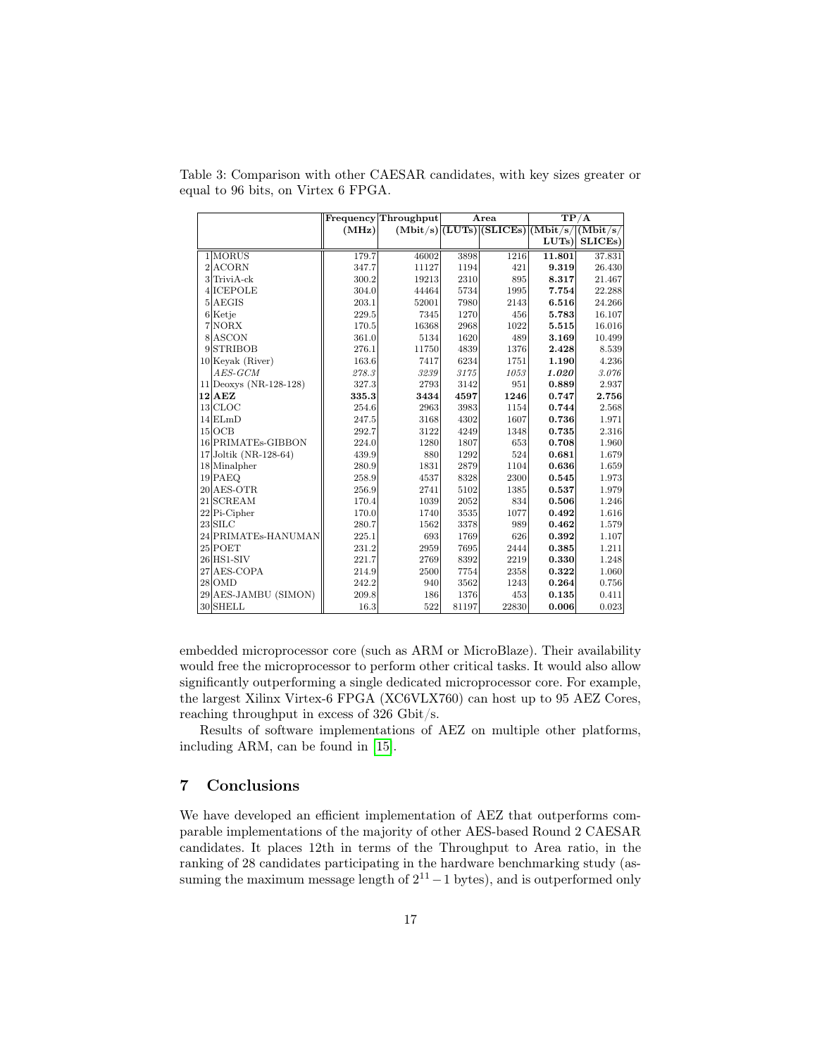Table 3: Comparison with other CAESAR candidates, with key sizes greater or equal to 96 bits, on Virtex 6 FPGA.

| | | Frequency | Throughput | Area | | TP/A | |
|---|---|---|---|---|---|---|---|
| | | (MHz) | (Mbit/s) | (LUTs) | (SLICEs) | (Mbit/s/ LUTs) | (Mbit/s/ SLICEs) |
| 1 | MORUS | 179.7 | 46002 | 3898 | 1216 | **11.801** | 37.831 |
| 2 | ACORN | 347.7 | 11127 | 1194 | 421 | **9.319** | 26.430 |
| 3 | TriviA-ck | 300.2 | 19213 | 2310 | 895 | **8.317** | 21.467 |
| 4 | ICEPOLE | 304.0 | 44464 | 5734 | 1995 | **7.754** | 22.288 |
| 5 | AEGIS | 203.1 | 52001 | 7980 | 2143 | **6.516** | 24.266 |
| 6 | Ketje | 229.5 | 7345 | 1270 | 456 | **5.783** | 16.107 |
| 7 | NORX | 170.5 | 16368 | 2968 | 1022 | **5.515** | 16.016 |
| 8 | ASCON | 361.0 | 5134 | 1620 | 489 | **3.169** | 10.499 |
| 9 | STRIBOB | 276.1 | 11750 | 4839 | 1376 | **2.428** | 8.539 |
| 10 | Keyak (River) | 163.6 | 7417 | 6234 | 1751 | **1.190** | 4.236 |
| | *AES-GCM* | *278.3* | *3239* | *3175* | *1053* | ***1.020*** | *3.076* |
| 11 | Deoxys (NR-128-128) | 327.3 | 2793 | 3142 | 951 | **0.889** | 2.937 |
| **12** | **AEZ** | **335.3** | **3434** | **4597** | **1246** | **0.747** | **2.756** |
| 13 | CLOC | 254.6 | 2963 | 3983 | 1154 | **0.744** | 2.568 |
| 14 | ELmD | 247.5 | 3168 | 4302 | 1607 | **0.736** | 1.971 |
| 15 | OCB | 292.7 | 3122 | 4249 | 1348 | **0.735** | 2.316 |
| 16 | PRIMATEs-GIBBON | 224.0 | 1280 | 1807 | 653 | **0.708** | 1.960 |
| 17 | Joltik (NR-128-64) | 439.9 | 880 | 1292 | 524 | **0.681** | 1.679 |
| 18 | Minalpher | 280.9 | 1831 | 2879 | 1104 | **0.636** | 1.659 |
| 19 | PAEQ | 258.9 | 4537 | 8328 | 2300 | **0.545** | 1.973 |
| 20 | AES-OTR | 256.9 | 2741 | 5102 | 1385 | **0.537** | 1.979 |
| 21 | SCREAM | 170.4 | 1039 | 2052 | 834 | **0.506** | 1.246 |
| 22 | Pi-Cipher | 170.0 | 1740 | 3535 | 1077 | **0.492** | 1.616 |
| 23 | SILC | 280.7 | 1562 | 3378 | 989 | **0.462** | 1.579 |
| 24 | PRIMATEs-HANUMAN | 225.1 | 693 | 1769 | 626 | **0.392** | 1.107 |
| 25 | POET | 231.2 | 2959 | 7695 | 2444 | **0.385** | 1.211 |
| 26 | HS1-SIV | 221.7 | 2769 | 8392 | 2219 | **0.330** | 1.248 |
| 27 | AES-COPA | 214.9 | 2500 | 7754 | 2358 | **0.322** | 1.060 |
| 28 | OMD | 242.2 | 940 | 3562 | 1243 | **0.264** | 0.756 |
| 29 | AES-JAMBU (SIMON) | 209.8 | 186 | 1376 | 453 | **0.135** | 0.411 |
| 30 | SHELL | 16.3 | 522 | 81197 | 22830 | **0.006** | 0.023 |

embedded microprocessor core (such as ARM or MicroBlaze). Their availability would free the microprocessor to perform other critical tasks. It would also allow significantly outperforming a single dedicated microprocessor core. For example, the largest Xilinx Virtex-6 FPGA (XC6VLX760) can host up to 95 AEZ Cores, reaching throughput in excess of 326 Gbit/s.

Results of software implementations of AEZ on multiple other platforms, including ARM, can be found in [15].

## 7 Conclusions

We have developed an efficient implementation of AEZ that outperforms comparable implementations of the majority of other AES-based Round 2 CAESAR candidates. It places 12th in terms of the Throughput to Area ratio, in the ranking of 28 candidates participating in the hardware benchmarking study (assuming the maximum message length of $2^{11} - 1$ bytes), and is outperformed only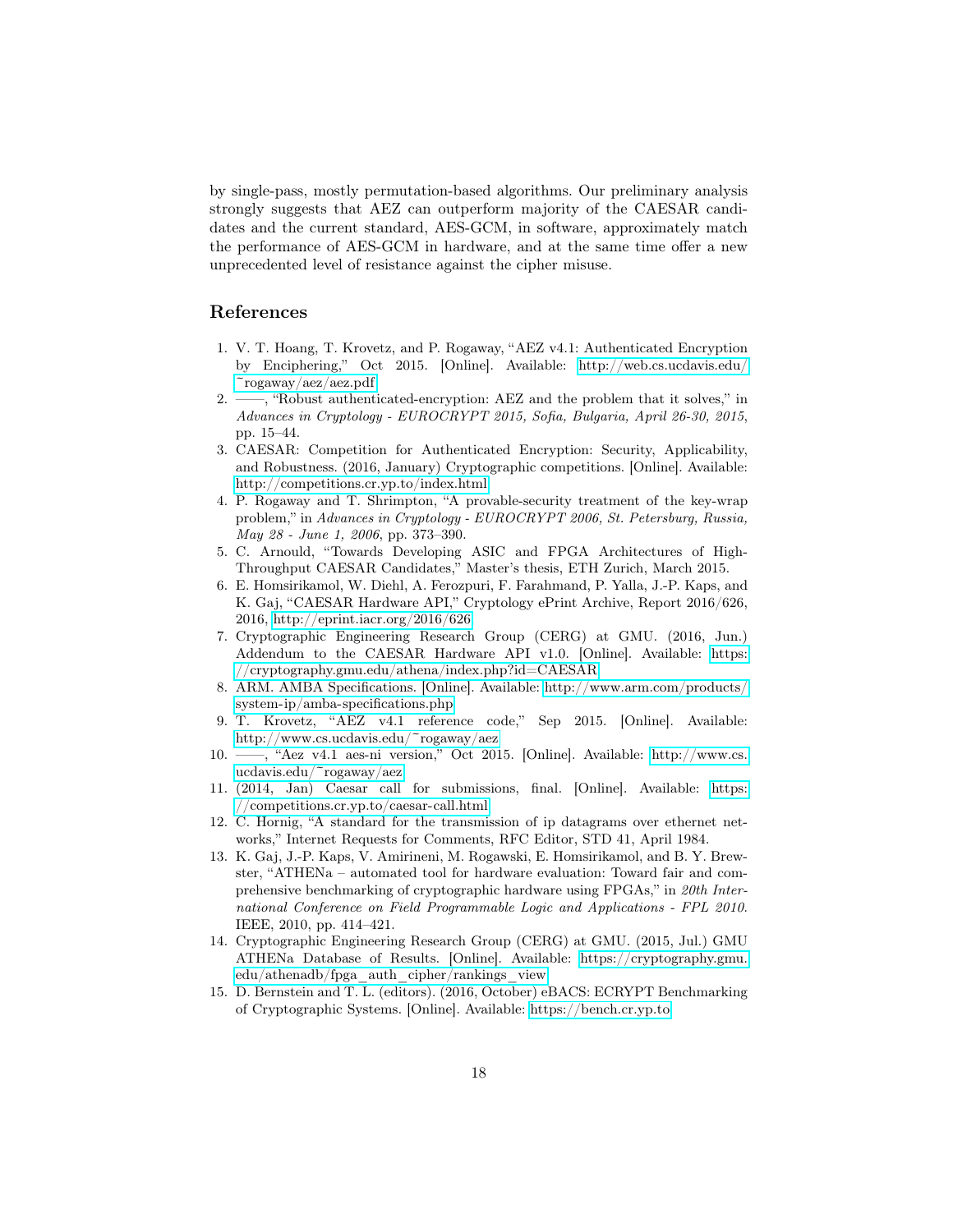by single-pass, mostly permutation-based algorithms. Our preliminary analysis strongly suggests that AEZ can outperform majority of the CAESAR candidates and the current standard, AES-GCM, in software, approximately match the performance of AES-GCM in hardware, and at the same time offer a new unprecedented level of resistance against the cipher misuse.

## References

1. V. T. Hoang, T. Krovetz, and P. Rogaway, "AEZ v4.1: Authenticated Encryption by Enciphering," Oct 2015. [Online]. Available: http://web.cs.ucdavis.edu/~rogaway/aez/aez.pdf
2. ——, "Robust authenticated-encryption: AEZ and the problem that it solves," in *Advances in Cryptology - EUROCRYPT 2015, Sofia, Bulgaria, April 26-30, 2015*, pp. 15–44.
3. CAESAR: Competition for Authenticated Encryption: Security, Applicability, and Robustness. (2016, January) Cryptographic competitions. [Online]. Available: http://competitions.cr.yp.to/index.html
4. P. Rogaway and T. Shrimpton, "A provable-security treatment of the key-wrap problem," in *Advances in Cryptology - EUROCRYPT 2006, St. Petersburg, Russia, May 28 - June 1, 2006*, pp. 373–390.
5. C. Arnould, "Towards Developing ASIC and FPGA Architectures of High-Throughput CAESAR Candidates," Master's thesis, ETH Zurich, March 2015.
6. E. Homsirikamol, W. Diehl, A. Ferozpuri, F. Farahmand, P. Yalla, J.-P. Kaps, and K. Gaj, "CAESAR Hardware API," Cryptology ePrint Archive, Report 2016/626, 2016, http://eprint.iacr.org/2016/626.
7. Cryptographic Engineering Research Group (CERG) at GMU. (2016, Jun.) Addendum to the CAESAR Hardware API v1.0. [Online]. Available: https://cryptography.gmu.edu/athena/index.php?id=CAESAR
8. ARM. AMBA Specifications. [Online]. Available: http://www.arm.com/products/system-ip/amba-specifications.php
9. T. Krovetz, "AEZ v4.1 reference code," Sep 2015. [Online]. Available: http://www.cs.ucdavis.edu/~rogaway/aez
10. ——, "Aez v4.1 aes-ni version," Oct 2015. [Online]. Available: http://www.cs.ucdavis.edu/~rogaway/aez
11. (2014, Jan) Caesar call for submissions, final. [Online]. Available: https://competitions.cr.yp.to/caesar-call.html
12. C. Hornig, "A standard for the transmission of ip datagrams over ethernet networks," Internet Requests for Comments, RFC Editor, STD 41, April 1984.
13. K. Gaj, J.-P. Kaps, V. Amirineni, M. Rogawski, E. Homsirikamol, and B. Y. Brewster, "ATHENa – automated tool for hardware evaluation: Toward fair and comprehensive benchmarking of cryptographic hardware using FPGAs," in *20th International Conference on Field Programmable Logic and Applications - FPL 2010*. IEEE, 2010, pp. 414–421.
14. Cryptographic Engineering Research Group (CERG) at GMU. (2015, Jul.) GMU ATHENa Database of Results. [Online]. Available: https://cryptography.gmu.edu/athenadb/fpga_auth_cipher/rankings_view
15. D. Bernstein and T. L. (editors). (2016, October) eBACS: ECRYPT Benchmarking of Cryptographic Systems. [Online]. Available: https://bench.cr.yp.to